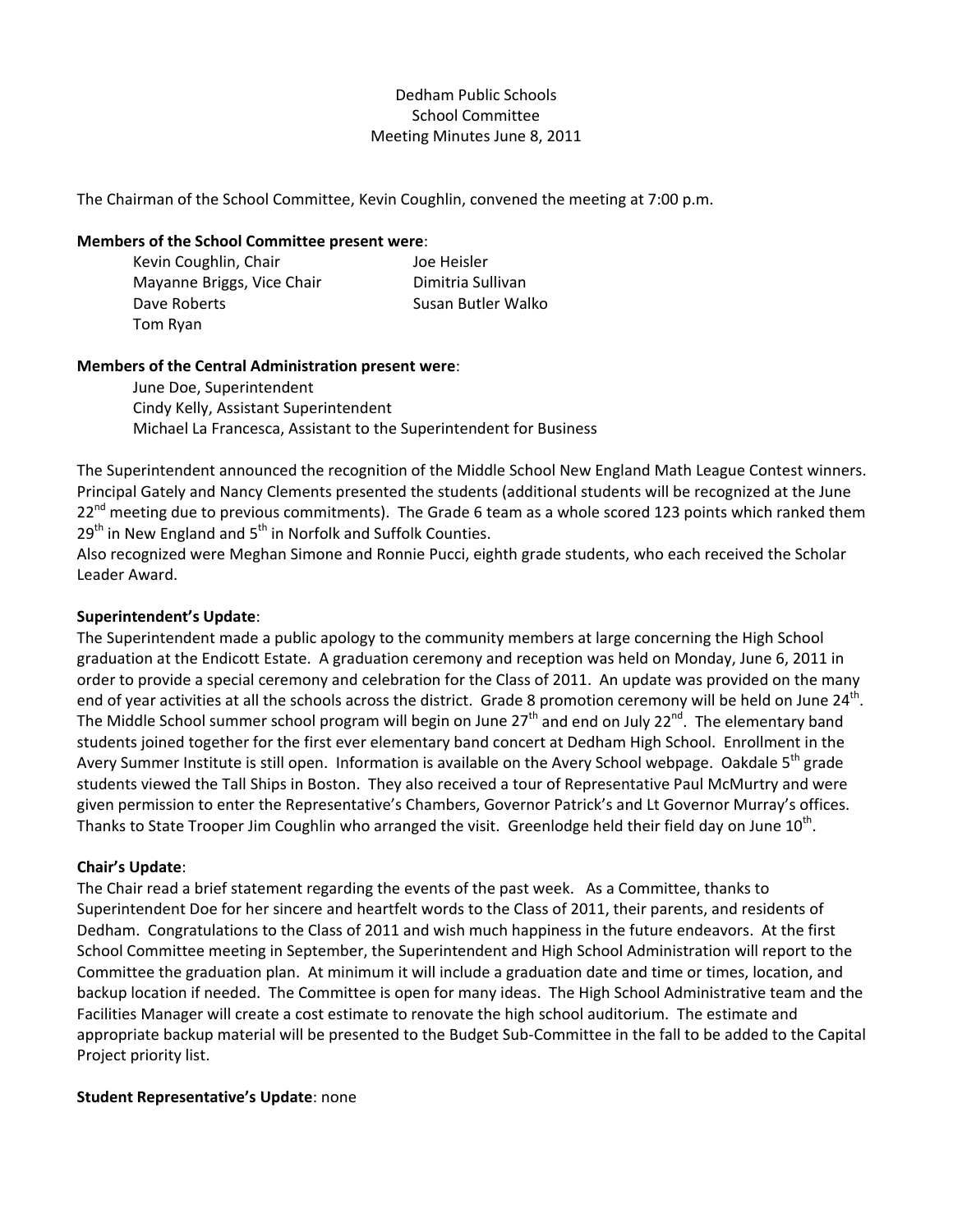Dedham Public Schools
School Committee
Meeting Minutes June 8, 2011

The Chairman of the School Committee, Kevin Coughlin, convened the meeting at 7:00 p.m.

**Members of the School Committee present were**:

Kevin Coughlin, Chair
Mayanne Briggs, Vice Chair
Dave Roberts
Tom Ryan
Joe Heisler
Dimitria Sullivan
Susan Butler Walko

**Members of the Central Administration present were**:

June Doe, Superintendent
Cindy Kelly, Assistant Superintendent
Michael La Francesca, Assistant to the Superintendent for Business

The Superintendent announced the recognition of the Middle School New England Math League Contest winners. Principal Gately and Nancy Clements presented the students (additional students will be recognized at the June 22nd meeting due to previous commitments). The Grade 6 team as a whole scored 123 points which ranked them 29th in New England and 5th in Norfolk and Suffolk Counties.
Also recognized were Meghan Simone and Ronnie Pucci, eighth grade students, who each received the Scholar Leader Award.

**Superintendent's Update**:
The Superintendent made a public apology to the community members at large concerning the High School graduation at the Endicott Estate. A graduation ceremony and reception was held on Monday, June 6, 2011 in order to provide a special ceremony and celebration for the Class of 2011. An update was provided on the many end of year activities at all the schools across the district. Grade 8 promotion ceremony will be held on June 24th. The Middle School summer school program will begin on June 27th and end on July 22nd. The elementary band students joined together for the first ever elementary band concert at Dedham High School. Enrollment in the Avery Summer Institute is still open. Information is available on the Avery School webpage. Oakdale 5th grade students viewed the Tall Ships in Boston. They also received a tour of Representative Paul McMurtry and were given permission to enter the Representative's Chambers, Governor Patrick's and Lt Governor Murray's offices. Thanks to State Trooper Jim Coughlin who arranged the visit. Greenlodge held their field day on June 10th.

**Chair's Update**:
The Chair read a brief statement regarding the events of the past week. As a Committee, thanks to Superintendent Doe for her sincere and heartfelt words to the Class of 2011, their parents, and residents of Dedham. Congratulations to the Class of 2011 and wish much happiness in the future endeavors. At the first School Committee meeting in September, the Superintendent and High School Administration will report to the Committee the graduation plan. At minimum it will include a graduation date and time or times, location, and backup location if needed. The Committee is open for many ideas. The High School Administrative team and the Facilities Manager will create a cost estimate to renovate the high school auditorium. The estimate and appropriate backup material will be presented to the Budget Sub-Committee in the fall to be added to the Capital Project priority list.

**Student Representative's Update**: none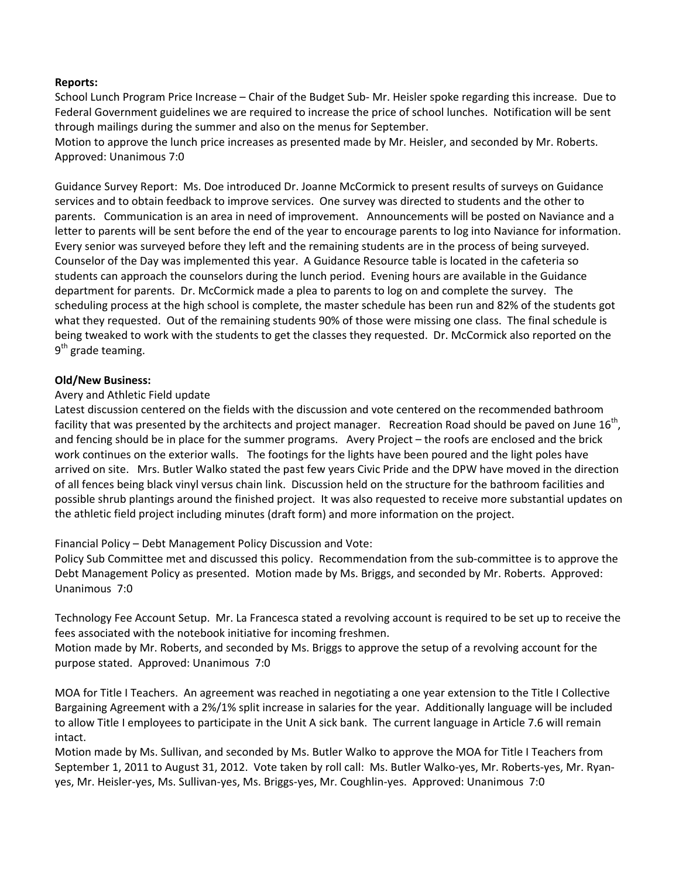**Reports:**

School Lunch Program Price Increase – Chair of the Budget Sub- Mr. Heisler spoke regarding this increase. Due to Federal Government guidelines we are required to increase the price of school lunches. Notification will be sent through mailings during the summer and also on the menus for September.

Motion to approve the lunch price increases as presented made by Mr. Heisler, and seconded by Mr. Roberts. Approved: Unanimous 7:0

Guidance Survey Report: Ms. Doe introduced Dr. Joanne McCormick to present results of surveys on Guidance services and to obtain feedback to improve services. One survey was directed to students and the other to parents. Communication is an area in need of improvement. Announcements will be posted on Naviance and a letter to parents will be sent before the end of the year to encourage parents to log into Naviance for information. Every senior was surveyed before they left and the remaining students are in the process of being surveyed. Counselor of the Day was implemented this year. A Guidance Resource table is located in the cafeteria so students can approach the counselors during the lunch period. Evening hours are available in the Guidance department for parents. Dr. McCormick made a plea to parents to log on and complete the survey. The scheduling process at the high school is complete, the master schedule has been run and 82% of the students got what they requested. Out of the remaining students 90% of those were missing one class. The final schedule is being tweaked to work with the students to get the classes they requested. Dr. McCormick also reported on the 9th grade teaming.

**Old/New Business:**

Avery and Athletic Field update

Latest discussion centered on the fields with the discussion and vote centered on the recommended bathroom facility that was presented by the architects and project manager. Recreation Road should be paved on June 16th, and fencing should be in place for the summer programs. Avery Project – the roofs are enclosed and the brick work continues on the exterior walls. The footings for the lights have been poured and the light poles have arrived on site. Mrs. Butler Walko stated the past few years Civic Pride and the DPW have moved in the direction of all fences being black vinyl versus chain link. Discussion held on the structure for the bathroom facilities and possible shrub plantings around the finished project. It was also requested to receive more substantial updates on the athletic field project including minutes (draft form) and more information on the project.

Financial Policy – Debt Management Policy Discussion and Vote:

Policy Sub Committee met and discussed this policy. Recommendation from the sub-committee is to approve the Debt Management Policy as presented. Motion made by Ms. Briggs, and seconded by Mr. Roberts. Approved: Unanimous 7:0

Technology Fee Account Setup. Mr. La Francesca stated a revolving account is required to be set up to receive the fees associated with the notebook initiative for incoming freshmen.

Motion made by Mr. Roberts, and seconded by Ms. Briggs to approve the setup of a revolving account for the purpose stated. Approved: Unanimous 7:0

MOA for Title I Teachers. An agreement was reached in negotiating a one year extension to the Title I Collective Bargaining Agreement with a 2%/1% split increase in salaries for the year. Additionally language will be included to allow Title I employees to participate in the Unit A sick bank. The current language in Article 7.6 will remain intact.

Motion made by Ms. Sullivan, and seconded by Ms. Butler Walko to approve the MOA for Title I Teachers from September 1, 2011 to August 31, 2012. Vote taken by roll call: Ms. Butler Walko-yes, Mr. Roberts-yes, Mr. Ryan-yes, Mr. Heisler-yes, Ms. Sullivan-yes, Ms. Briggs-yes, Mr. Coughlin-yes. Approved: Unanimous 7:0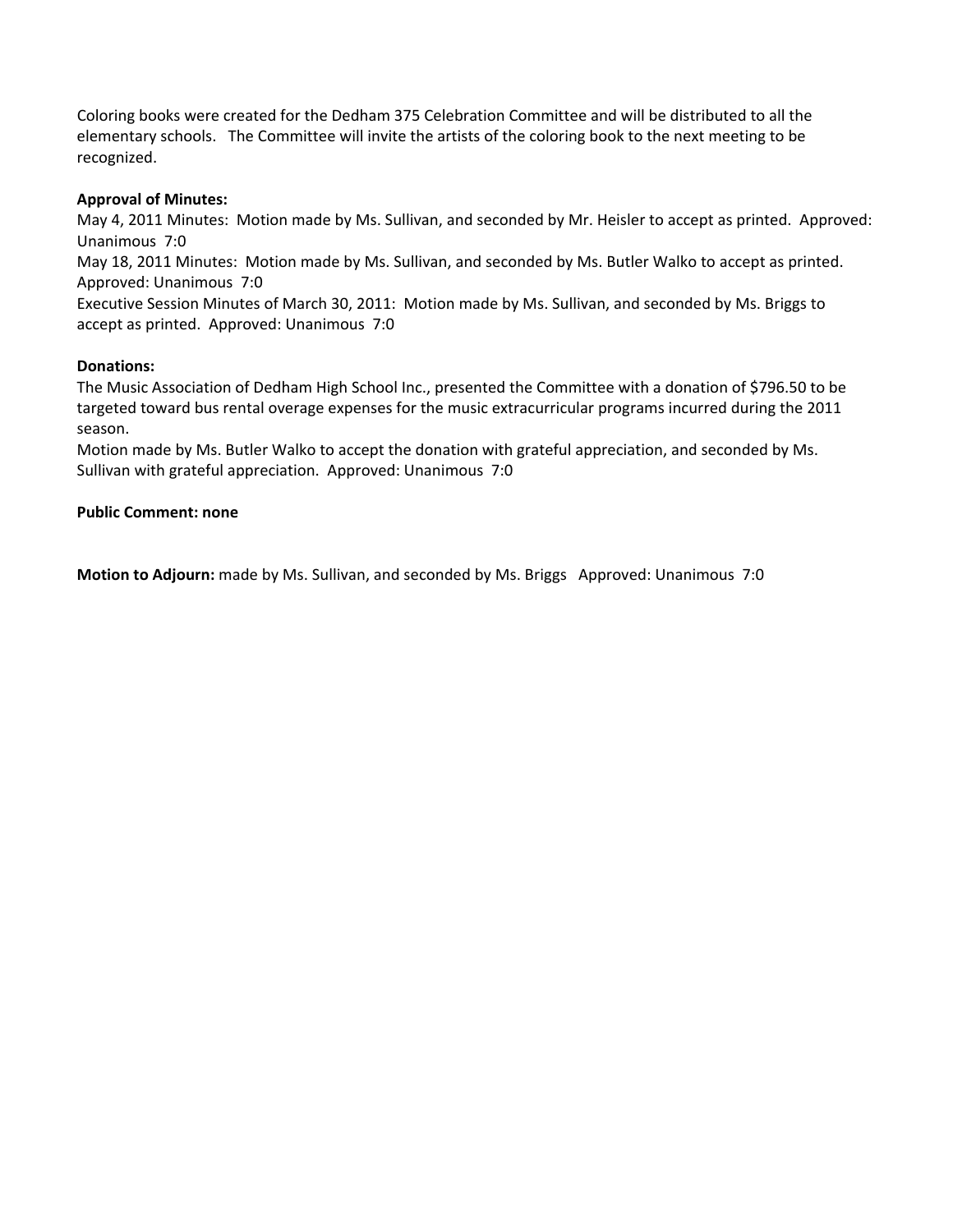Coloring books were created for the Dedham 375 Celebration Committee and will be distributed to all the elementary schools. The Committee will invite the artists of the coloring book to the next meeting to be recognized.

**Approval of Minutes:**

May 4, 2011 Minutes: Motion made by Ms. Sullivan, and seconded by Mr. Heisler to accept as printed. Approved: Unanimous 7:0

May 18, 2011 Minutes: Motion made by Ms. Sullivan, and seconded by Ms. Butler Walko to accept as printed. Approved: Unanimous 7:0

Executive Session Minutes of March 30, 2011: Motion made by Ms. Sullivan, and seconded by Ms. Briggs to accept as printed. Approved: Unanimous 7:0

**Donations:**

The Music Association of Dedham High School Inc., presented the Committee with a donation of $796.50 to be targeted toward bus rental overage expenses for the music extracurricular programs incurred during the 2011 season.

Motion made by Ms. Butler Walko to accept the donation with grateful appreciation, and seconded by Ms. Sullivan with grateful appreciation. Approved: Unanimous 7:0

**Public Comment: none**

**Motion to Adjourn:** made by Ms. Sullivan, and seconded by Ms. Briggs Approved: Unanimous 7:0